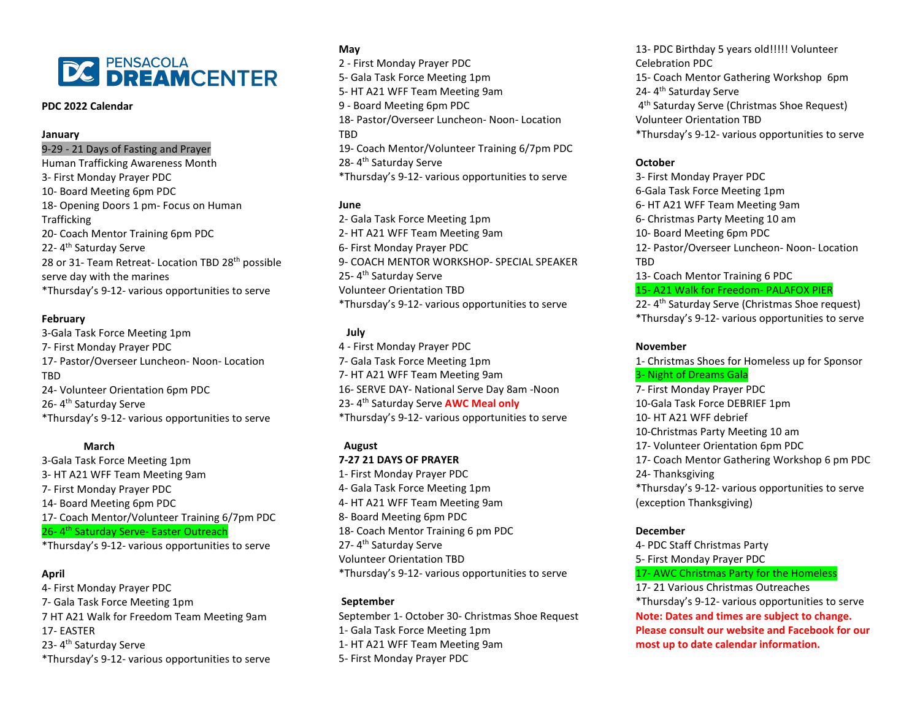PENSACOLA DREAMCENTER

**PDC 2022 Calendar**

**January**

9-29 - 21 Days of Fasting and Prayer
Human Trafficking Awareness Month
3- First Monday Prayer PDC
10- Board Meeting 6pm PDC
18- Opening Doors 1 pm- Focus on Human Trafficking
20- Coach Mentor Training 6pm PDC
22- 4th Saturday Serve
28 or 31- Team Retreat- Location TBD 28th possible serve day with the marines
*Thursday's 9-12- various opportunities to serve

**February**

3-Gala Task Force Meeting 1pm
7- First Monday Prayer PDC
17- Pastor/Overseer Luncheon- Noon- Location TBD
24- Volunteer Orientation 6pm PDC
26- 4th Saturday Serve
*Thursday's 9-12- various opportunities to serve

**March**

3-Gala Task Force Meeting 1pm
3- HT A21 WFF Team Meeting 9am
7- First Monday Prayer PDC
14- Board Meeting 6pm PDC
17- Coach Mentor/Volunteer Training 6/7pm PDC
26- 4th Saturday Serve- Easter Outreach
*Thursday's 9-12- various opportunities to serve

**April**

4- First Monday Prayer PDC
7- Gala Task Force Meeting 1pm
7 HT A21 Walk for Freedom Team Meeting 9am
17- EASTER
23- 4th Saturday Serve
*Thursday's 9-12- various opportunities to serve

**May**

2 - First Monday Prayer PDC
5- Gala Task Force Meeting 1pm
5- HT A21 WFF Team Meeting 9am
9 - Board Meeting 6pm PDC
18- Pastor/Overseer Luncheon- Noon- Location TBD
19- Coach Mentor/Volunteer Training 6/7pm PDC
28- 4th Saturday Serve
*Thursday's 9-12- various opportunities to serve

**June**

2- Gala Task Force Meeting 1pm
2- HT A21 WFF Team Meeting 9am
6- First Monday Prayer PDC
9- COACH MENTOR WORKSHOP- SPECIAL SPEAKER
25- 4th Saturday Serve
Volunteer Orientation TBD
*Thursday's 9-12- various opportunities to serve

**July**

4 - First Monday Prayer PDC
7- Gala Task Force Meeting 1pm
7- HT A21 WFF Team Meeting 9am
16- SERVE DAY- National Serve Day 8am -Noon
23- 4th Saturday Serve **AWC Meal only**
*Thursday's 9-12- various opportunities to serve

**August**

**7-27 21 DAYS OF PRAYER**
1- First Monday Prayer PDC
4- Gala Task Force Meeting 1pm
4- HT A21 WFF Team Meeting 9am
8- Board Meeting 6pm PDC
18- Coach Mentor Training 6 pm PDC
27- 4th Saturday Serve
Volunteer Orientation TBD
*Thursday's 9-12- various opportunities to serve

**September**

September 1- October 30- Christmas Shoe Request
1- Gala Task Force Meeting 1pm
1- HT A21 WFF Team Meeting 9am
5- First Monday Prayer PDC
13- PDC Birthday 5 years old!!!!! Volunteer Celebration PDC
15- Coach Mentor Gathering Workshop 6pm
24- 4th Saturday Serve
4th Saturday Serve (Christmas Shoe Request)
Volunteer Orientation TBD
*Thursday's 9-12- various opportunities to serve

**October**

3- First Monday Prayer PDC
6-Gala Task Force Meeting 1pm
6- HT A21 WFF Team Meeting 9am
6- Christmas Party Meeting 10 am
10- Board Meeting 6pm PDC
12- Pastor/Overseer Luncheon- Noon- Location TBD
13- Coach Mentor Training 6 PDC
15- A21 Walk for Freedom- PALAFOX PIER
22- 4th Saturday Serve (Christmas Shoe request)
*Thursday's 9-12- various opportunities to serve

**November**

1- Christmas Shoes for Homeless up for Sponsor
3- Night of Dreams Gala
7- First Monday Prayer PDC
10-Gala Task Force DEBRIEF 1pm
10- HT A21 WFF debrief
10-Christmas Party Meeting 10 am
17- Volunteer Orientation 6pm PDC
17- Coach Mentor Gathering Workshop 6 pm PDC
24- Thanksgiving
*Thursday's 9-12- various opportunities to serve (exception Thanksgiving)

**December**

4- PDC Staff Christmas Party
5- First Monday Prayer PDC
17- AWC Christmas Party for the Homeless
17- 21 Various Christmas Outreaches
*Thursday's 9-12- various opportunities to serve

**Note: Dates and times are subject to change. Please consult our website and Facebook for our most up to date calendar information.**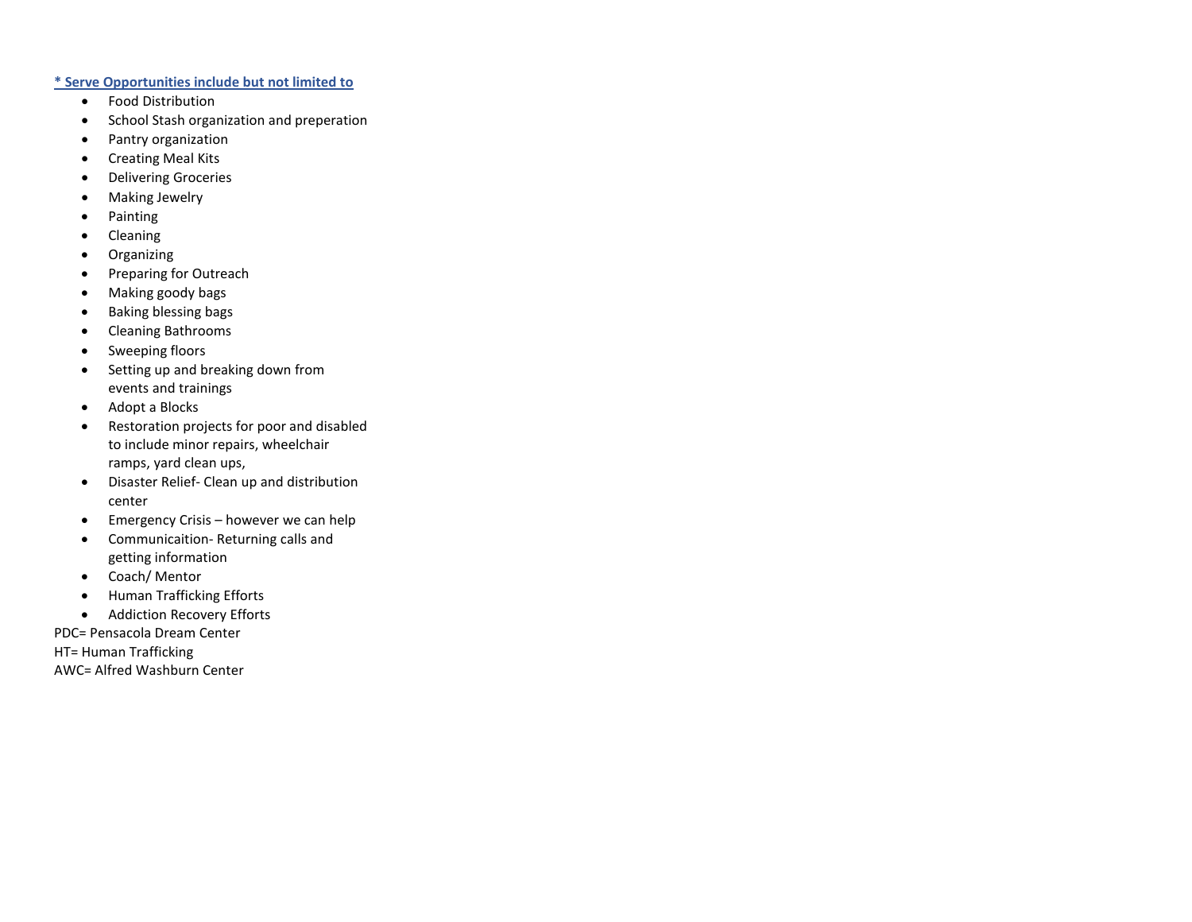**[* Serve Opportunities include but not limited to]**

- Food Distribution
- School Stash organization and preperation
- Pantry organization
- Creating Meal Kits
- Delivering Groceries
- Making Jewelry
- Painting
- Cleaning
- Organizing
- Preparing for Outreach
- Making goody bags
- Baking blessing bags
- Cleaning Bathrooms
- Sweeping floors
- Setting up and breaking down from events and trainings
- Adopt a Blocks
- Restoration projects for poor and disabled to include minor repairs, wheelchair ramps, yard clean ups,
- Disaster Relief- Clean up and distribution center
- Emergency Crisis – however we can help
- Communicaition- Returning calls and getting information
- Coach/ Mentor
- Human Trafficking Efforts
- Addiction Recovery Efforts

PDC= Pensacola Dream Center
HT= Human Trafficking
AWC= Alfred Washburn Center